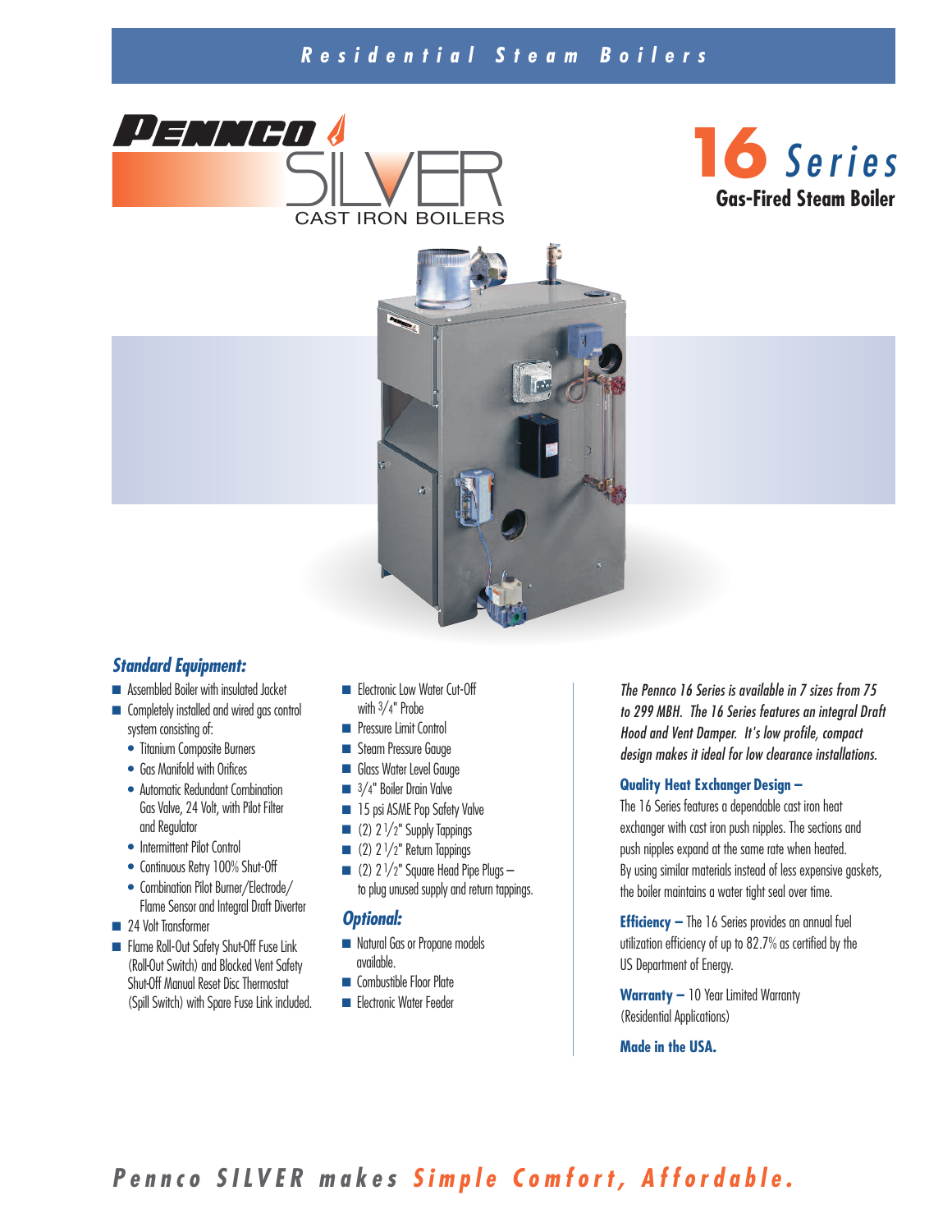# Residential Steam Boilers

**PENNCO SILVER**
CAST IRON BOILERS

# 16 *Series*

## Gas-Fired Steam Boiler

### *Standard Equipment:*

- Assembled Boiler with insulated Jacket
- Completely installed and wired gas control system consisting of:
  - Titanium Composite Burners
  - Gas Manifold with Orifices
  - Automatic Redundant Combination Gas Valve, 24 Volt, with Pilot Filter and Regulator
  - Intermittent Pilot Control
  - Continuous Retry 100% Shut-Off
  - Combination Pilot Burner/Electrode/ Flame Sensor and Integral Draft Diverter
- 24 Volt Transformer
- Flame Roll-Out Safety Shut-Off Fuse Link (Roll-Out Switch) and Blocked Vent Safety Shut-Off Manual Reset Disc Thermostat (Spill Switch) with Spare Fuse Link included.
- Electronic Low Water Cut-Off with 3/4" Probe
- Pressure Limit Control
- Steam Pressure Gauge
- Glass Water Level Gauge
- 3/4" Boiler Drain Valve
- 15 psi ASME Pop Safety Valve
- (2) 2 1/2" Supply Tappings
- (2) 2 1/2" Return Tappings
- (2) 2 1/2" Square Head Pipe Plugs – to plug unused supply and return tappings.

### *Optional:*

- Natural Gas or Propane models available.
- Combustible Floor Plate
- Electronic Water Feeder

*The Pennco 16 Series is available in 7 sizes from 75 to 299 MBH. The 16 Series features an integral Draft Hood and Vent Damper. It's low profile, compact design makes it ideal for low clearance installations.*

**Quality Heat Exchanger Design –**
The 16 Series features a dependable cast iron heat exchanger with cast iron push nipples. The sections and push nipples expand at the same rate when heated. By using similar materials instead of less expensive gaskets, the boiler maintains a water tight seal over time.

**Efficiency –** The 16 Series provides an annual fuel utilization efficiency of up to 82.7% as certified by the US Department of Energy.

**Warranty –** 10 Year Limited Warranty (Residential Applications)

**Made in the USA.**

***Pennco SILVER makes Simple Comfort, Affordable.***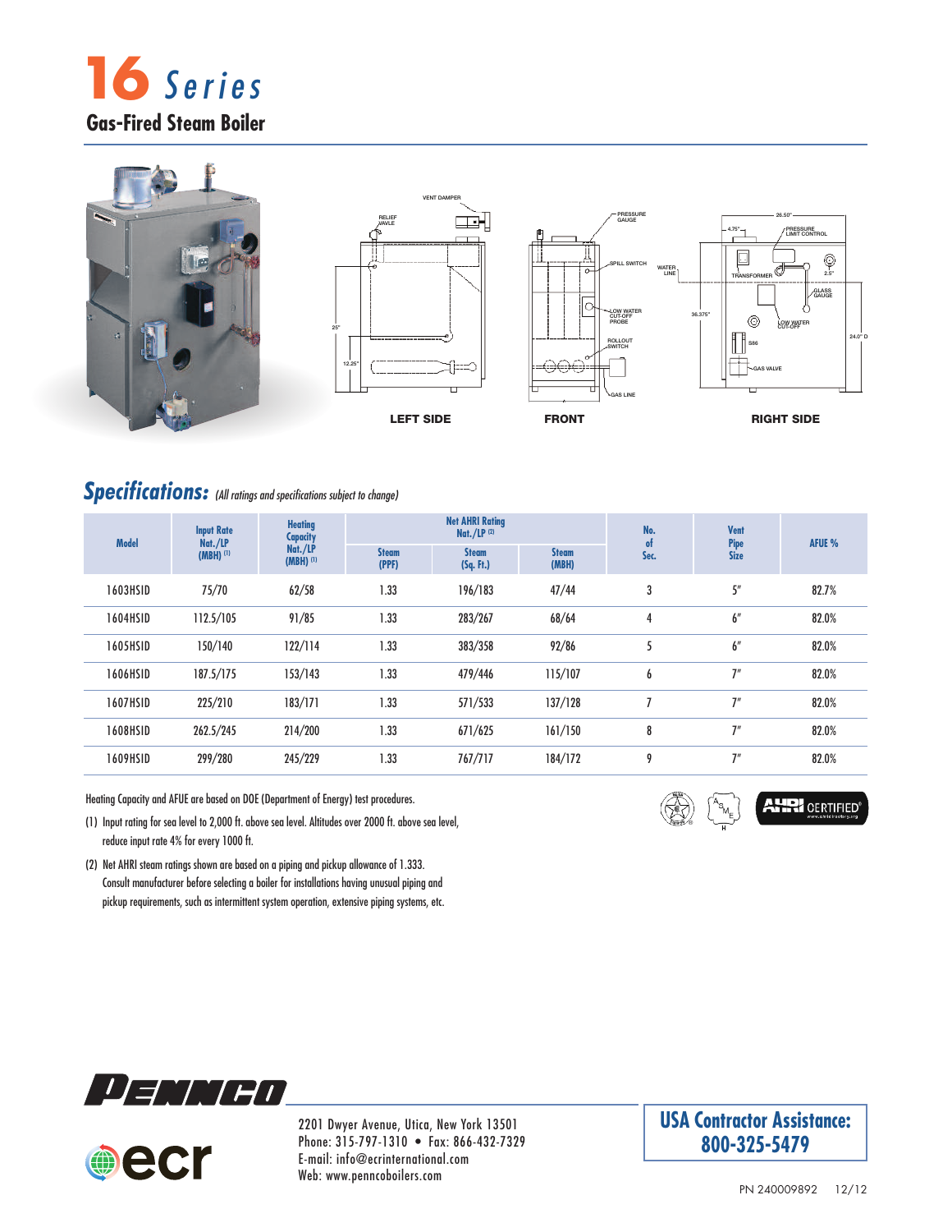# 16 Series

## Gas-Fired Steam Boiler

VENT DAMPER
RELIEF VAVLE
25"
12.25"
LEFT SIDE

PRESSURE GAUGE
SPILL SWITCH
LOW WATER CUT-OFF PROBE
ROLLOUT SWITCH
GAS LINE
FRONT

WATER LINE
36.375"
4.75"
26.50"
PRESSURE LIMIT CONTROL
TRANSFORMER
2.5"
GLASS GAUGE
LOW WATER CUT-OFF
S86
GAS VALVE
24.0" D
RIGHT SIDE

## Specifications: *(All ratings and specifications subject to change)*

| Model | Input Rate Nat./LP (MBH) (1) | Heating Capacity Nat./LP (MBH) (1) | Net AHRI Rating Nat./LP (2) | | | No. of Sec. | Vent Pipe Size | AFUE % |
|---|---|---|---|---|---|---|---|---|
| | | | Steam (PPF) | Steam (Sq. Ft.) | Steam (MBH) | | | |
| 1603HSID | 75/70 | 62/58 | 1.33 | 196/183 | 47/44 | 3 | 5" | 82.7% |
| 1604HSID | 112.5/105 | 91/85 | 1.33 | 283/267 | 68/64 | 4 | 6" | 82.0% |
| 1605HSID | 150/140 | 122/114 | 1.33 | 383/358 | 92/86 | 5 | 6" | 82.0% |
| 1606HSID | 187.5/175 | 153/143 | 1.33 | 479/446 | 115/107 | 6 | 7" | 82.0% |
| 1607HSID | 225/210 | 183/171 | 1.33 | 571/533 | 137/128 | 7 | 7" | 82.0% |
| 1608HSID | 262.5/245 | 214/200 | 1.33 | 671/625 | 161/150 | 8 | 7" | 82.0% |
| 1609HSID | 299/280 | 245/229 | 1.33 | 767/717 | 184/172 | 9 | 7" | 82.0% |

Heating Capacity and AFUE are based on DOE (Department of Energy) test procedures.

(1) Input rating for sea level to 2,000 ft. above sea level. Altitudes over 2000 ft. above sea level, reduce input rate 4% for every 1000 ft.

(2) Net AHRI steam ratings shown are based on a piping and pickup allowance of 1.333. Consult manufacturer before selecting a boiler for installations having unusual piping and pickup requirements, such as intermittent system operation, extensive piping systems, etc.

AHRI CERTIFIED® www.ahridirectory.org

PENNCO

ecr

2201 Dwyer Avenue, Utica, New York 13501
Phone: 315-797-1310 • Fax: 866-432-7329
E-mail: info@ecrinternational.com
Web: www.penncoboilers.com

**USA Contractor Assistance: 800-325-5479**

PN 240009892 12/12